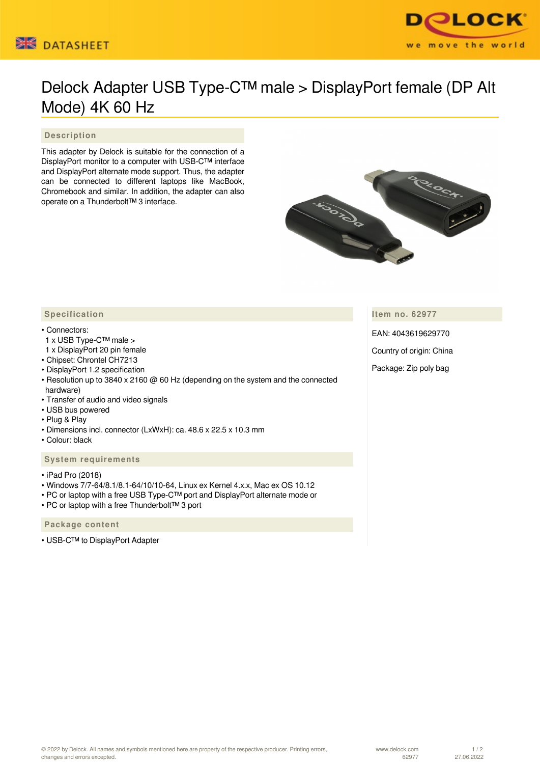DATASHEET

# Delock Adapter USB Type-C™ male > DisplayPort female (DP Alt Mode) 4K 60 Hz

## Description

This adapter by Delock is suitable for the connection of a DisplayPort monitor to a computer with USB-C™ interface and DisplayPort alternate mode support. Thus, the adapter can be connected to different laptops like MacBook, Chromebook and similar. In addition, the adapter can also operate on a Thunderbolt™ 3 interface.

## Specification

- Connectors:
  1 x USB Type-C™ male >
  1 x DisplayPort 20 pin female
- Chipset: Chrontel CH7213
- DisplayPort 1.2 specification
- Resolution up to 3840 x 2160 @ 60 Hz (depending on the system and the connected hardware)
- Transfer of audio and video signals
- USB bus powered
- Plug & Play
- Dimensions incl. connector (LxWxH): ca. 48.6 x 22.5 x 10.3 mm
- Colour: black

## System requirements

- iPad Pro (2018)
- Windows 7/7-64/8.1/8.1-64/10/10-64, Linux ex Kernel 4.x.x, Mac ex OS 10.12
- PC or laptop with a free USB Type-C™ port and DisplayPort alternate mode or
- PC or laptop with a free Thunderbolt™ 3 port

## Package content

- USB-C™ to DisplayPort Adapter

## Item no. 62977

EAN: 4043619629770

Country of origin: China

Package: Zip poly bag

© 2022 by Delock. All names and symbols mentioned here are property of the respective producer. Printing errors, changes and errors excepted.

www.delock.com
62977
27.06.2022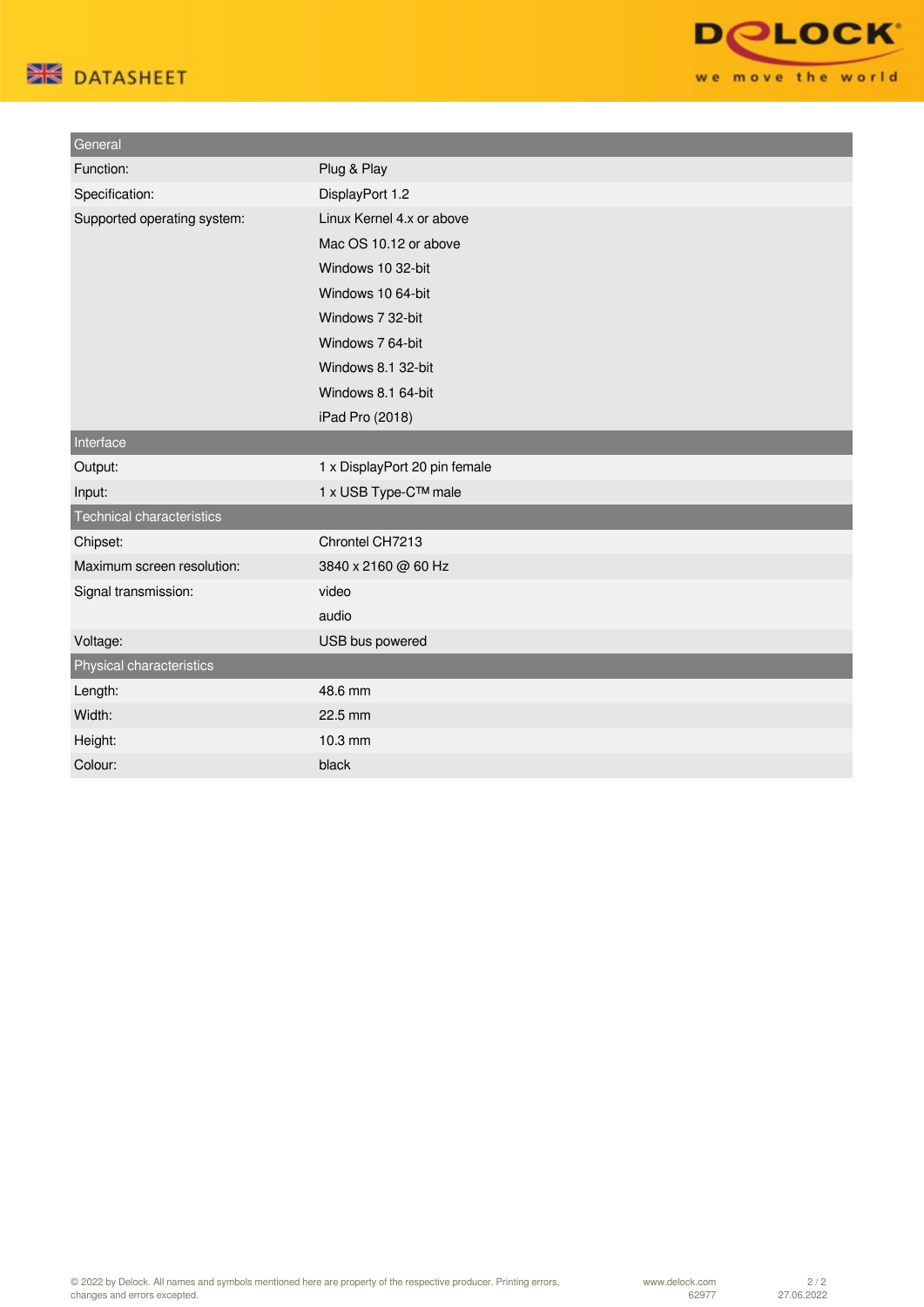| | |
|---|---|
| **General** | |
| Function: | Plug & Play |
| Specification: | DisplayPort 1.2 |
| Supported operating system: | Linux Kernel 4.x or above |
| | Mac OS 10.12 or above |
| | Windows 10 32-bit |
| | Windows 10 64-bit |
| | Windows 7 32-bit |
| | Windows 7 64-bit |
| | Windows 8.1 32-bit |
| | Windows 8.1 64-bit |
| | iPad Pro (2018) |
| **Interface** | |
| Output: | 1 x DisplayPort 20 pin female |
| Input: | 1 x USB Type-C™ male |
| **Technical characteristics** | |
| Chipset: | Chrontel CH7213 |
| Maximum screen resolution: | 3840 x 2160 @ 60 Hz |
| Signal transmission: | video |
| | audio |
| Voltage: | USB bus powered |
| **Physical characteristics** | |
| Length: | 48.6 mm |
| Width: | 22.5 mm |
| Height: | 10.3 mm |
| Colour: | black |

© 2022 by Delock. All names and symbols mentioned here are property of the respective producer. Printing errors, changes and errors excepted.

www.delock.com
62977
27.06.2022